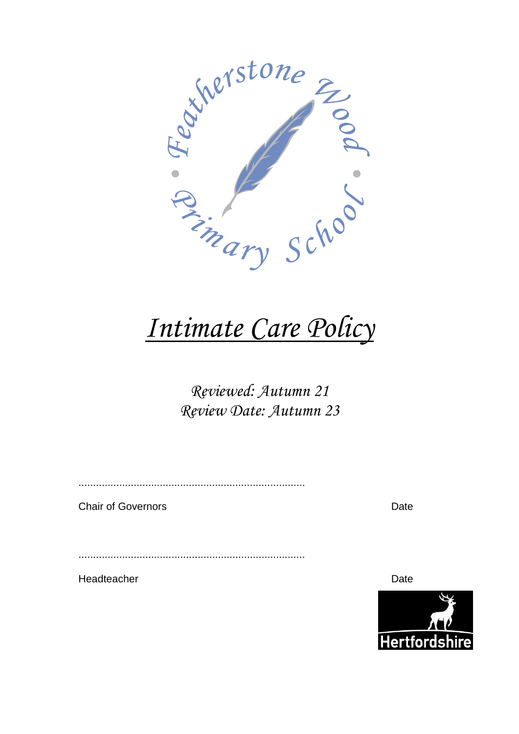Featherstone Wood Primary School

# *Intimate Care Policy*

*Reviewed: Autumn 21*
*Review Date: Autumn 23*

..............................................................................

Chair of Governors Date

..............................................................................

Headteacher Date

Hertfordshire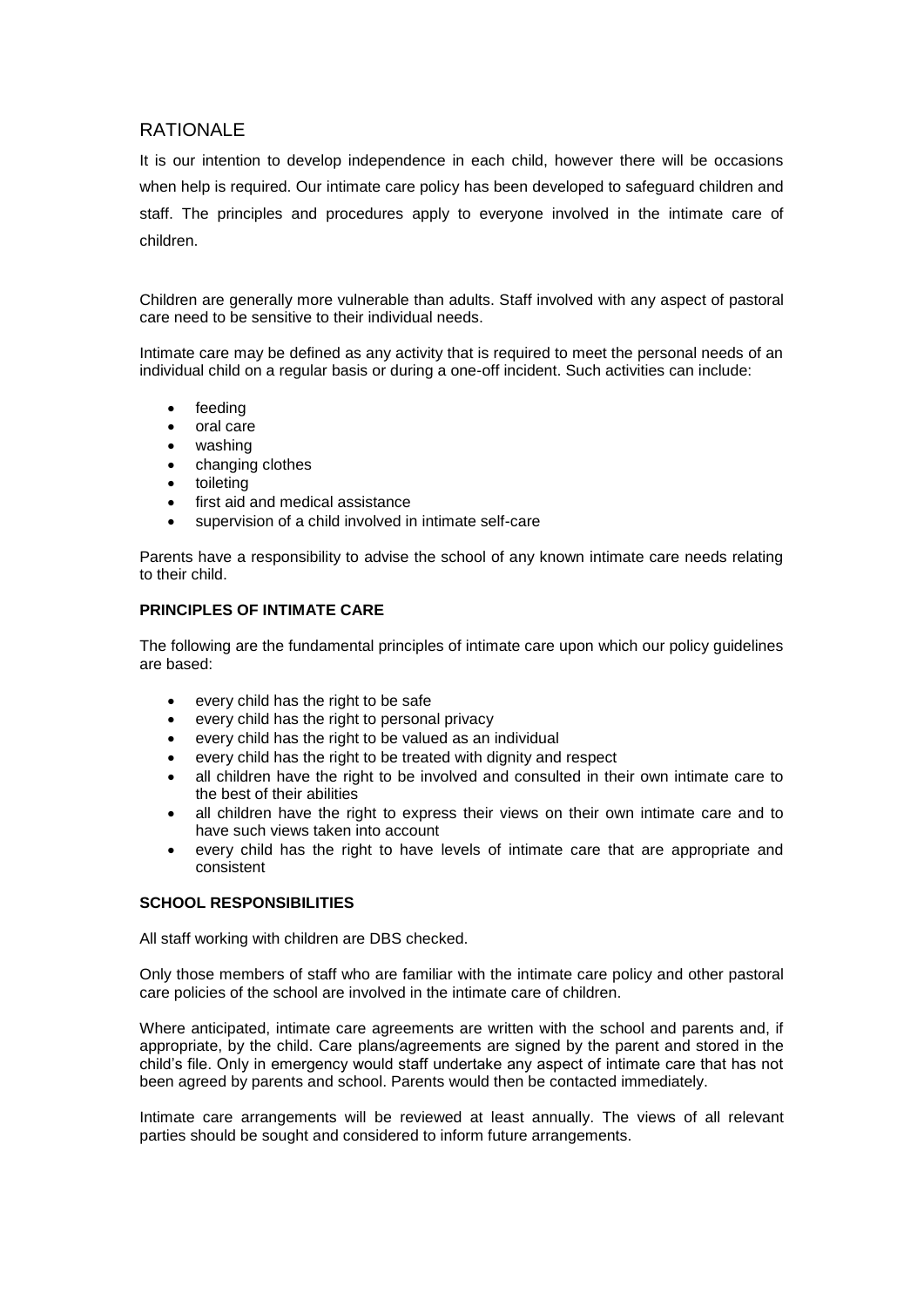## RATIONALE

It is our intention to develop independence in each child, however there will be occasions when help is required. Our intimate care policy has been developed to safeguard children and staff. The principles and procedures apply to everyone involved in the intimate care of children.

Children are generally more vulnerable than adults. Staff involved with any aspect of pastoral care need to be sensitive to their individual needs.

Intimate care may be defined as any activity that is required to meet the personal needs of an individual child on a regular basis or during a one-off incident. Such activities can include:

- feeding
- oral care
- washing
- changing clothes
- toileting
- first aid and medical assistance
- supervision of a child involved in intimate self-care

Parents have a responsibility to advise the school of any known intimate care needs relating to their child.

### PRINCIPLES OF INTIMATE CARE

The following are the fundamental principles of intimate care upon which our policy guidelines are based:

- every child has the right to be safe
- every child has the right to personal privacy
- every child has the right to be valued as an individual
- every child has the right to be treated with dignity and respect
- all children have the right to be involved and consulted in their own intimate care to the best of their abilities
- all children have the right to express their views on their own intimate care and to have such views taken into account
- every child has the right to have levels of intimate care that are appropriate and consistent

### SCHOOL RESPONSIBILITIES

All staff working with children are DBS checked.

Only those members of staff who are familiar with the intimate care policy and other pastoral care policies of the school are involved in the intimate care of children.

Where anticipated, intimate care agreements are written with the school and parents and, if appropriate, by the child. Care plans/agreements are signed by the parent and stored in the child's file. Only in emergency would staff undertake any aspect of intimate care that has not been agreed by parents and school. Parents would then be contacted immediately.

Intimate care arrangements will be reviewed at least annually. The views of all relevant parties should be sought and considered to inform future arrangements.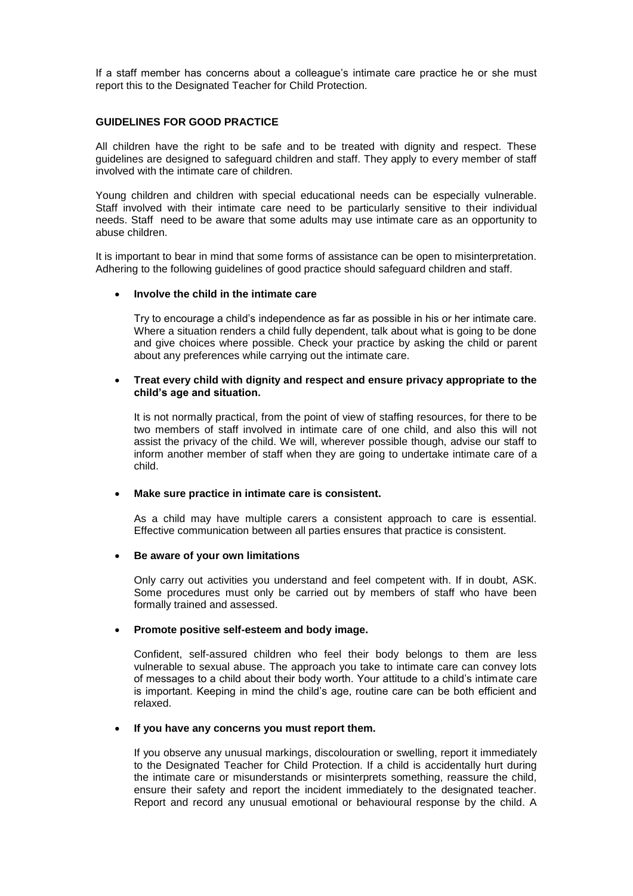If a staff member has concerns about a colleague's intimate care practice he or she must report this to the Designated Teacher for Child Protection.

**GUIDELINES FOR GOOD PRACTICE**

All children have the right to be safe and to be treated with dignity and respect. These guidelines are designed to safeguard children and staff. They apply to every member of staff involved with the intimate care of children.

Young children and children with special educational needs can be especially vulnerable. Staff involved with their intimate care need to be particularly sensitive to their individual needs. Staff need to be aware that some adults may use intimate care as an opportunity to abuse children.

It is important to bear in mind that some forms of assistance can be open to misinterpretation. Adhering to the following guidelines of good practice should safeguard children and staff.

- **Involve the child in the intimate care**

  Try to encourage a child's independence as far as possible in his or her intimate care. Where a situation renders a child fully dependent, talk about what is going to be done and give choices where possible. Check your practice by asking the child or parent about any preferences while carrying out the intimate care.

- **Treat every child with dignity and respect and ensure privacy appropriate to the child's age and situation.**

  It is not normally practical, from the point of view of staffing resources, for there to be two members of staff involved in intimate care of one child, and also this will not assist the privacy of the child. We will, wherever possible though, advise our staff to inform another member of staff when they are going to undertake intimate care of a child.

- **Make sure practice in intimate care is consistent.**

  As a child may have multiple carers a consistent approach to care is essential. Effective communication between all parties ensures that practice is consistent.

- **Be aware of your own limitations**

  Only carry out activities you understand and feel competent with. If in doubt, ASK. Some procedures must only be carried out by members of staff who have been formally trained and assessed.

- **Promote positive self-esteem and body image.**

  Confident, self-assured children who feel their body belongs to them are less vulnerable to sexual abuse. The approach you take to intimate care can convey lots of messages to a child about their body worth. Your attitude to a child's intimate care is important. Keeping in mind the child's age, routine care can be both efficient and relaxed.

- **If you have any concerns you must report them.**

  If you observe any unusual markings, discolouration or swelling, report it immediately to the Designated Teacher for Child Protection. If a child is accidentally hurt during the intimate care or misunderstands or misinterprets something, reassure the child, ensure their safety and report the incident immediately to the designated teacher. Report and record any unusual emotional or behavioural response by the child. A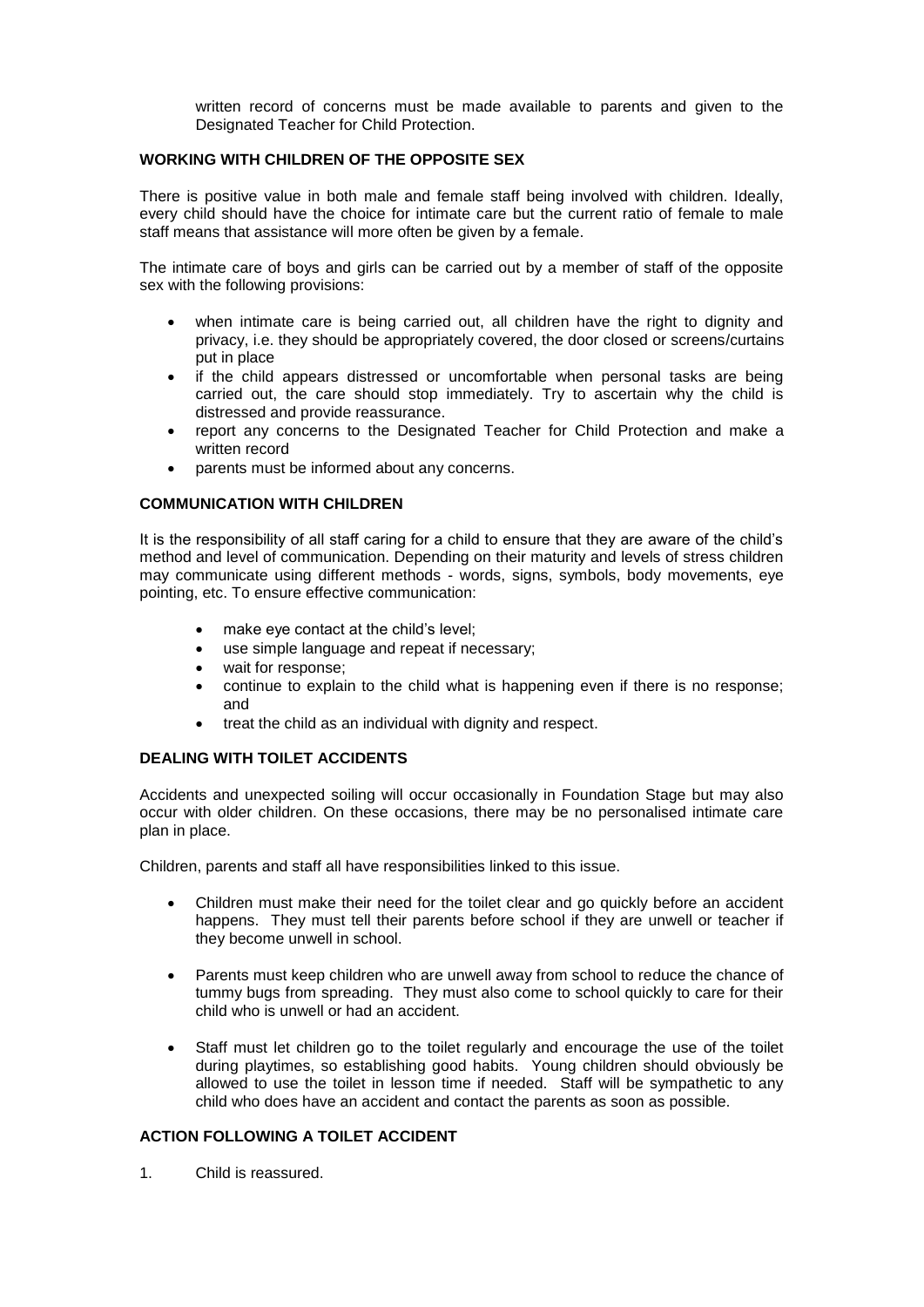written record of concerns must be made available to parents and given to the Designated Teacher for Child Protection.

## WORKING WITH CHILDREN OF THE OPPOSITE SEX

There is positive value in both male and female staff being involved with children. Ideally, every child should have the choice for intimate care but the current ratio of female to male staff means that assistance will more often be given by a female.

The intimate care of boys and girls can be carried out by a member of staff of the opposite sex with the following provisions:

- when intimate care is being carried out, all children have the right to dignity and privacy, i.e. they should be appropriately covered, the door closed or screens/curtains put in place
- if the child appears distressed or uncomfortable when personal tasks are being carried out, the care should stop immediately. Try to ascertain why the child is distressed and provide reassurance.
- report any concerns to the Designated Teacher for Child Protection and make a written record
- parents must be informed about any concerns.

## COMMUNICATION WITH CHILDREN

It is the responsibility of all staff caring for a child to ensure that they are aware of the child's method and level of communication. Depending on their maturity and levels of stress children may communicate using different methods - words, signs, symbols, body movements, eye pointing, etc. To ensure effective communication:

- make eye contact at the child's level;
- use simple language and repeat if necessary;
- wait for response;
- continue to explain to the child what is happening even if there is no response; and
- treat the child as an individual with dignity and respect.

## DEALING WITH TOILET ACCIDENTS

Accidents and unexpected soiling will occur occasionally in Foundation Stage but may also occur with older children. On these occasions, there may be no personalised intimate care plan in place.

Children, parents and staff all have responsibilities linked to this issue.

- Children must make their need for the toilet clear and go quickly before an accident happens. They must tell their parents before school if they are unwell or teacher if they become unwell in school.
- Parents must keep children who are unwell away from school to reduce the chance of tummy bugs from spreading. They must also come to school quickly to care for their child who is unwell or had an accident.
- Staff must let children go to the toilet regularly and encourage the use of the toilet during playtimes, so establishing good habits. Young children should obviously be allowed to use the toilet in lesson time if needed. Staff will be sympathetic to any child who does have an accident and contact the parents as soon as possible.

## ACTION FOLLOWING A TOILET ACCIDENT

1. Child is reassured.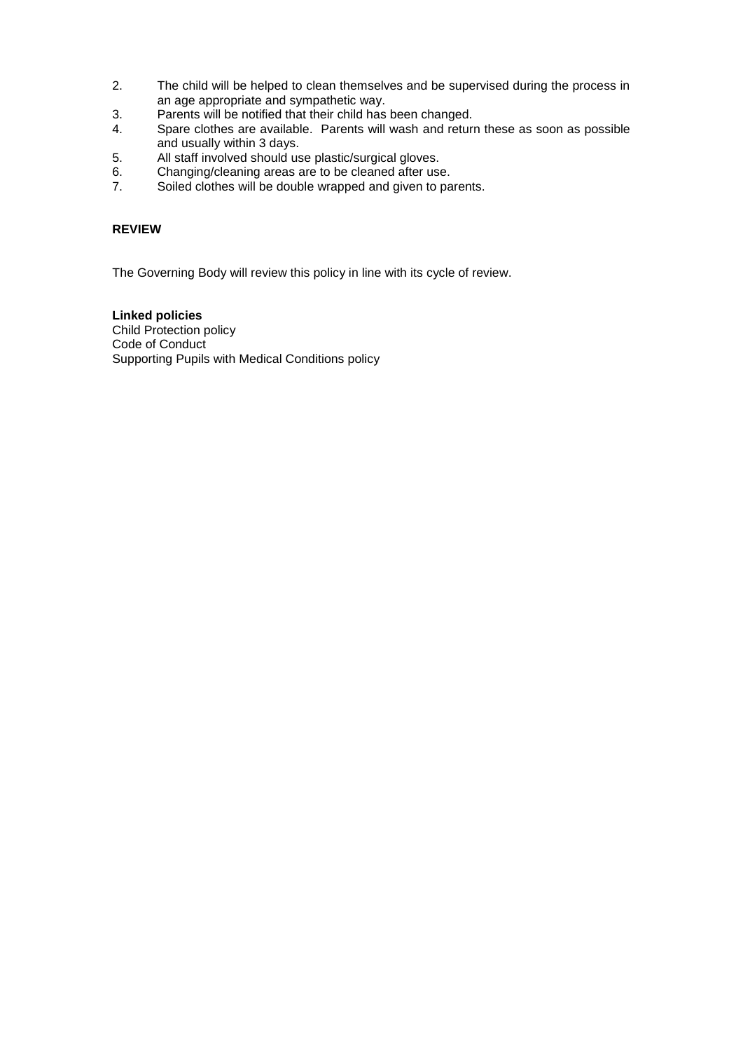2. The child will be helped to clean themselves and be supervised during the process in an age appropriate and sympathetic way.
3. Parents will be notified that their child has been changed.
4. Spare clothes are available. Parents will wash and return these as soon as possible and usually within 3 days.
5. All staff involved should use plastic/surgical gloves.
6. Changing/cleaning areas are to be cleaned after use.
7. Soiled clothes will be double wrapped and given to parents.

**REVIEW**

The Governing Body will review this policy in line with its cycle of review.

**Linked policies**
Child Protection policy
Code of Conduct
Supporting Pupils with Medical Conditions policy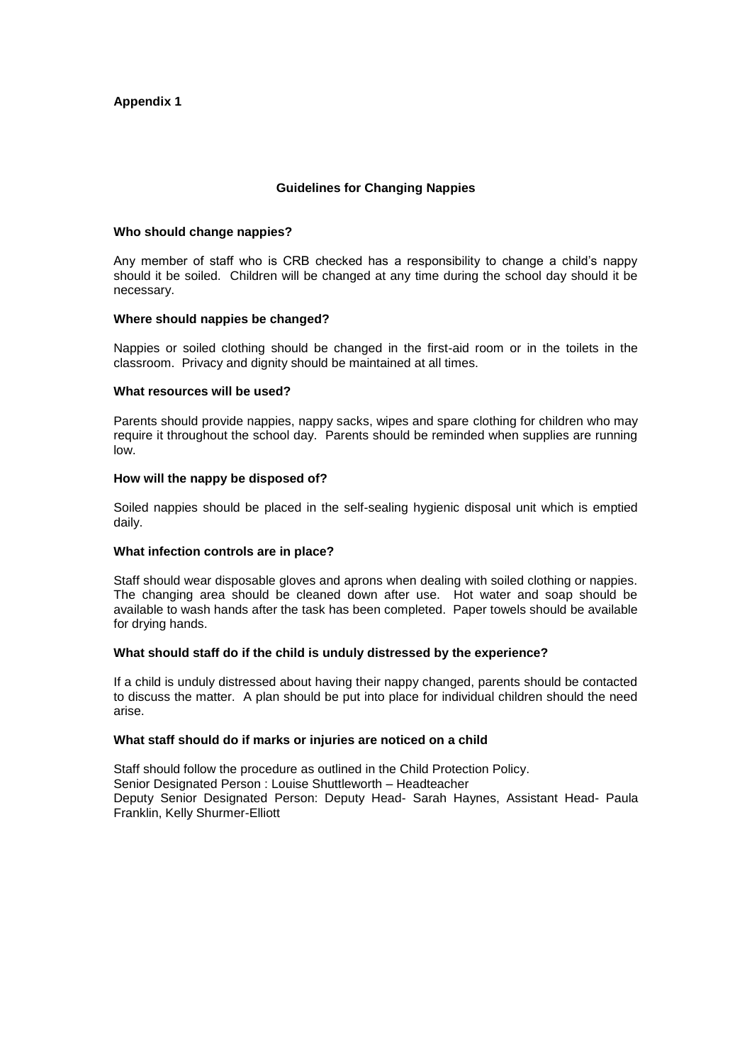**Appendix 1**

## Guidelines for Changing Nappies

### Who should change nappies?

Any member of staff who is CRB checked has a responsibility to change a child's nappy should it be soiled. Children will be changed at any time during the school day should it be necessary.

### Where should nappies be changed?

Nappies or soiled clothing should be changed in the first-aid room or in the toilets in the classroom. Privacy and dignity should be maintained at all times.

### What resources will be used?

Parents should provide nappies, nappy sacks, wipes and spare clothing for children who may require it throughout the school day. Parents should be reminded when supplies are running low.

### How will the nappy be disposed of?

Soiled nappies should be placed in the self-sealing hygienic disposal unit which is emptied daily.

### What infection controls are in place?

Staff should wear disposable gloves and aprons when dealing with soiled clothing or nappies. The changing area should be cleaned down after use. Hot water and soap should be available to wash hands after the task has been completed. Paper towels should be available for drying hands.

### What should staff do if the child is unduly distressed by the experience?

If a child is unduly distressed about having their nappy changed, parents should be contacted to discuss the matter. A plan should be put into place for individual children should the need arise.

### What staff should do if marks or injuries are noticed on a child

Staff should follow the procedure as outlined in the Child Protection Policy.
Senior Designated Person : Louise Shuttleworth – Headteacher
Deputy Senior Designated Person: Deputy Head- Sarah Haynes, Assistant Head- Paula Franklin, Kelly Shurmer-Elliott